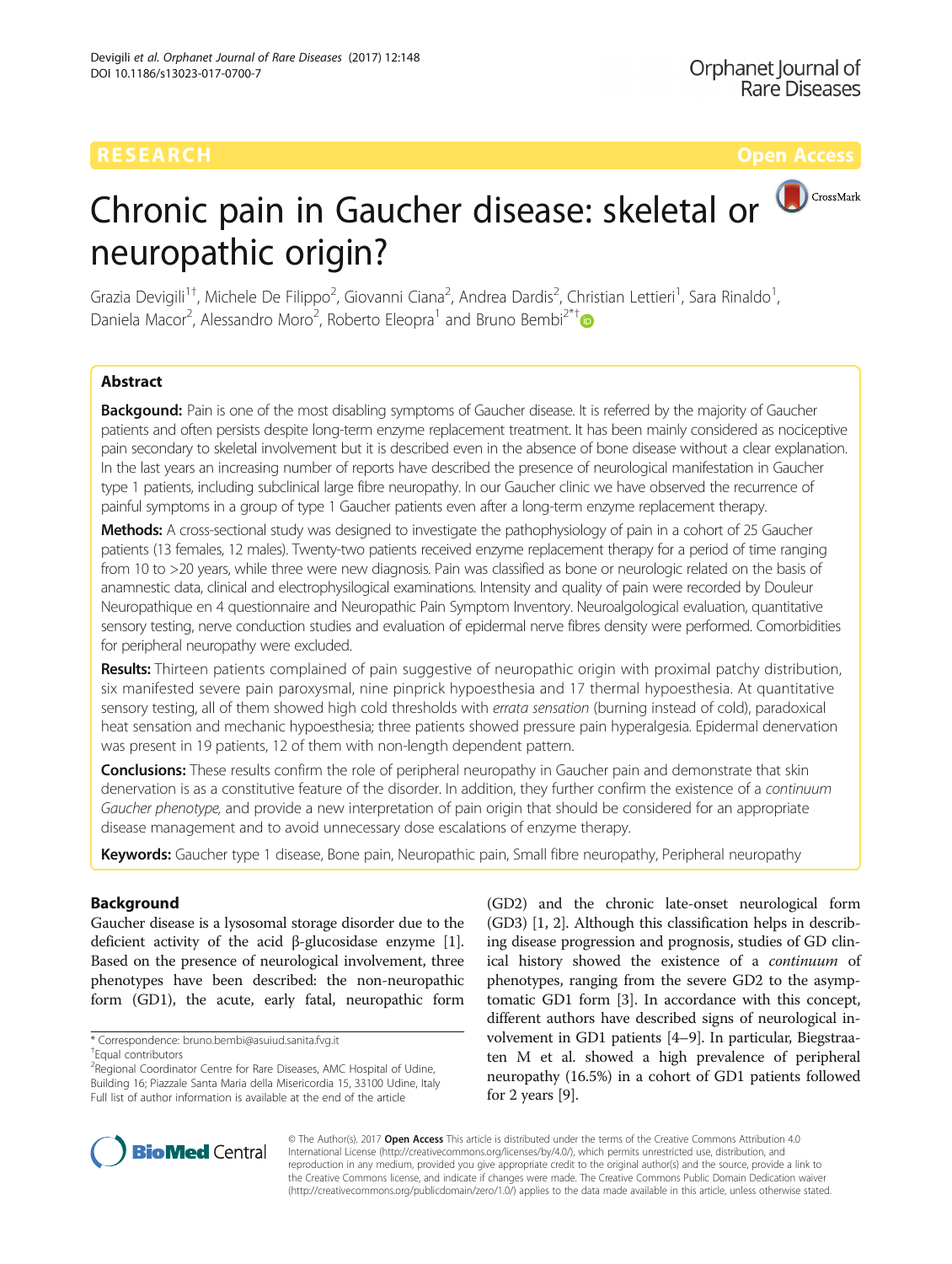RESEARCH Open Access

# Chronic pain in Gaucher disease: skeletal or neuropathic origin?

Grazia Devigili[1†], Michele De Filippo[2], Giovanni Ciana[2], Andrea Dardis[2], Christian Lettieri[1], Sara Rinaldo[1], Daniela Macor[2], Alessandro Moro[2], Roberto Eleopra[1] and Bruno Bembi[2*†]

## Abstract

**Backgound:** Pain is one of the most disabling symptoms of Gaucher disease. It is referred by the majority of Gaucher patients and often persists despite long-term enzyme replacement treatment. It has been mainly considered as nociceptive pain secondary to skeletal involvement but it is described even in the absence of bone disease without a clear explanation. In the last years an increasing number of reports have described the presence of neurological manifestation in Gaucher type 1 patients, including subclinical large fibre neuropathy. In our Gaucher clinic we have observed the recurrence of painful symptoms in a group of type 1 Gaucher patients even after a long-term enzyme replacement therapy.

**Methods:** A cross-sectional study was designed to investigate the pathophysiology of pain in a cohort of 25 Gaucher patients (13 females, 12 males). Twenty-two patients received enzyme replacement therapy for a period of time ranging from 10 to >20 years, while three were new diagnosis. Pain was classified as bone or neurologic related on the basis of anamnestic data, clinical and electrophysiological examinations. Intensity and quality of pain were recorded by Douleur Neuropathique en 4 questionnaire and Neuropathic Pain Symptom Inventory. Neuroalgological evaluation, quantitative sensory testing, nerve conduction studies and evaluation of epidermal nerve fibres density were performed. Comorbidities for peripheral neuropathy were excluded.

**Results:** Thirteen patients complained of pain suggestive of neuropathic origin with proximal patchy distribution, six manifested severe pain paroxysmal, nine pinprick hypoesthesia and 17 thermal hypoesthesia. At quantitative sensory testing, all of them showed high cold thresholds with *errata sensation* (burning instead of cold), paradoxical heat sensation and mechanic hypoesthesia; three patients showed pressure pain hyperalgesia. Epidermal denervation was present in 19 patients, 12 of them with non-length dependent pattern.

**Conclusions:** These results confirm the role of peripheral neuropathy in Gaucher pain and demonstrate that skin denervation is as a constitutive feature of the disorder. In addition, they further confirm the existence of a *continuum Gaucher phenotype*, and provide a new interpretation of pain origin that should be considered for an appropriate disease management and to avoid unnecessary dose escalations of enzyme therapy.

**Keywords:** Gaucher type 1 disease, Bone pain, Neuropathic pain, Small fibre neuropathy, Peripheral neuropathy

## Background

Gaucher disease is a lysosomal storage disorder due to the deficient activity of the acid β-glucosidase enzyme [1]. Based on the presence of neurological involvement, three phenotypes have been described: the non-neuropathic form (GD1), the acute, early fatal, neuropathic form (GD2) and the chronic late-onset neurological form (GD3) [1, 2]. Although this classification helps in describing disease progression and prognosis, studies of GD clinical history showed the existence of a *continuum* of phenotypes, ranging from the severe GD2 to the asymptomatic GD1 form [3]. In accordance with this concept, different authors have described signs of neurological involvement in GD1 patients [4–9]. In particular, Biegstraaten M et al. showed a high prevalence of peripheral neuropathy (16.5%) in a cohort of GD1 patients followed for 2 years [9].

\* Correspondence: bruno.bembi@asuiud.sanita.fvg.it
†Equal contributors
[2]Regional Coordinator Centre for Rare Diseases, AMC Hospital of Udine, Building 16; Piazzale Santa Maria della Misericordia 15, 33100 Udine, Italy
Full list of author information is available at the end of the article

© The Author(s). 2017 **Open Access** This article is distributed under the terms of the Creative Commons Attribution 4.0 International License (http://creativecommons.org/licenses/by/4.0/), which permits unrestricted use, distribution, and reproduction in any medium, provided you give appropriate credit to the original author(s) and the source, provide a link to the Creative Commons license, and indicate if changes were made. The Creative Commons Public Domain Dedication waiver (http://creativecommons.org/publicdomain/zero/1.0/) applies to the data made available in this article, unless otherwise stated.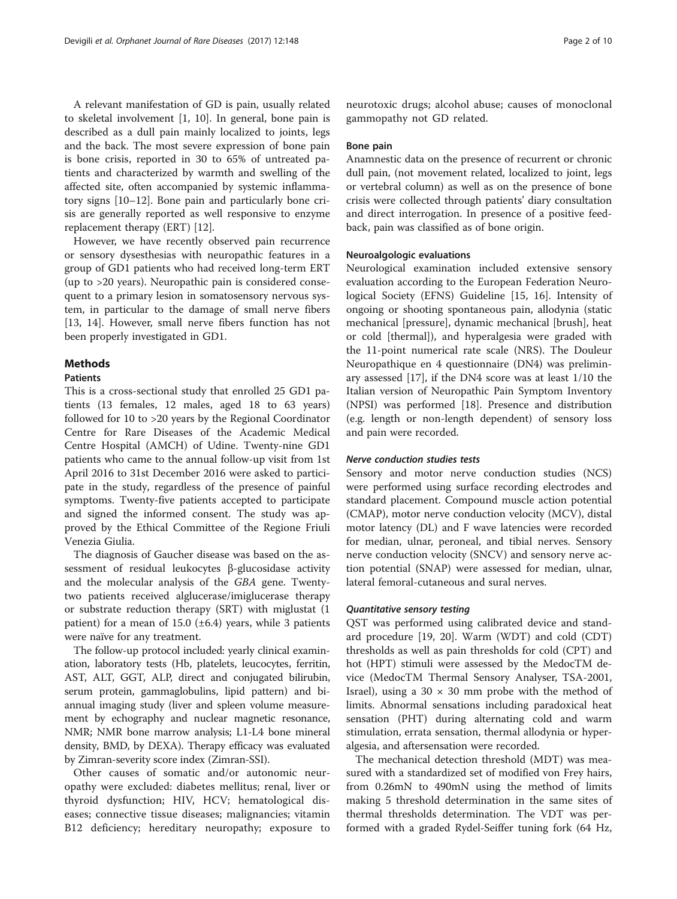A relevant manifestation of GD is pain, usually related to skeletal involvement [1, 10]. In general, bone pain is described as a dull pain mainly localized to joints, legs and the back. The most severe expression of bone pain is bone crisis, reported in 30 to 65% of untreated patients and characterized by warmth and swelling of the affected site, often accompanied by systemic inflammatory signs [10–12]. Bone pain and particularly bone crisis are generally reported as well responsive to enzyme replacement therapy (ERT) [12].

However, we have recently observed pain recurrence or sensory dysesthesias with neuropathic features in a group of GD1 patients who had received long-term ERT (up to >20 years). Neuropathic pain is considered consequent to a primary lesion in somatosensory nervous system, in particular to the damage of small nerve fibers [13, 14]. However, small nerve fibers function has not been properly investigated in GD1.

## Methods

### Patients

This is a cross-sectional study that enrolled 25 GD1 patients (13 females, 12 males, aged 18 to 63 years) followed for 10 to >20 years by the Regional Coordinator Centre for Rare Diseases of the Academic Medical Centre Hospital (AMCH) of Udine. Twenty-nine GD1 patients who came to the annual follow-up visit from 1st April 2016 to 31st December 2016 were asked to participate in the study, regardless of the presence of painful symptoms. Twenty-five patients accepted to participate and signed the informed consent. The study was approved by the Ethical Committee of the Regione Friuli Venezia Giulia.

The diagnosis of Gaucher disease was based on the assessment of residual leukocytes β-glucosidase activity and the molecular analysis of the *GBA* gene. Twenty-two patients received alglucerase/imiglucerase therapy or substrate reduction therapy (SRT) with miglustat (1 patient) for a mean of 15.0 (±6.4) years, while 3 patients were naïve for any treatment.

The follow-up protocol included: yearly clinical examination, laboratory tests (Hb, platelets, leucocytes, ferritin, AST, ALT, GGT, ALP, direct and conjugated bilirubin, serum protein, gammaglobulins, lipid pattern) and bi-annual imaging study (liver and spleen volume measurement by echography and nuclear magnetic resonance, NMR; NMR bone marrow analysis; L1-L4 bone mineral density, BMD, by DEXA). Therapy efficacy was evaluated by Zimran-severity score index (Zimran-SSI).

Other causes of somatic and/or autonomic neuropathy were excluded: diabetes mellitus; renal, liver or thyroid dysfunction; HIV, HCV; hematological diseases; connective tissue diseases; malignancies; vitamin B12 deficiency; hereditary neuropathy; exposure to neurotoxic drugs; alcohol abuse; causes of monoclonal gammopathy not GD related.

### Bone pain

Anamnestic data on the presence of recurrent or chronic dull pain, (not movement related, localized to joint, legs or vertebral column) as well as on the presence of bone crisis were collected through patients' diary consultation and direct interrogation. In presence of a positive feedback, pain was classified as of bone origin.

### Neuroalgologic evaluations

Neurological examination included extensive sensory evaluation according to the European Federation Neurological Society (EFNS) Guideline [15, 16]. Intensity of ongoing or shooting spontaneous pain, allodynia (static mechanical [pressure], dynamic mechanical [brush], heat or cold [thermal]), and hyperalgesia were graded with the 11-point numerical rate scale (NRS). The Douleur Neuropathique en 4 questionnaire (DN4) was preliminary assessed [17], if the DN4 score was at least 1/10 the Italian version of Neuropathic Pain Symptom Inventory (NPSI) was performed [18]. Presence and distribution (e.g. length or non-length dependent) of sensory loss and pain were recorded.

#### *Nerve conduction studies tests*

Sensory and motor nerve conduction studies (NCS) were performed using surface recording electrodes and standard placement. Compound muscle action potential (CMAP), motor nerve conduction velocity (MCV), distal motor latency (DL) and F wave latencies were recorded for median, ulnar, peroneal, and tibial nerves. Sensory nerve conduction velocity (SNCV) and sensory nerve action potential (SNAP) were assessed for median, ulnar, lateral femoral-cutaneous and sural nerves.

#### *Quantitative sensory testing*

QST was performed using calibrated device and standard procedure [19, 20]. Warm (WDT) and cold (CDT) thresholds as well as pain thresholds for cold (CPT) and hot (HPT) stimuli were assessed by the MedocTM device (MedocTM Thermal Sensory Analyser, TSA-2001, Israel), using a 30 × 30 mm probe with the method of limits. Abnormal sensations including paradoxical heat sensation (PHT) during alternating cold and warm stimulation, errata sensation, thermal allodynia or hyperalgesia, and aftersensation were recorded.

The mechanical detection threshold (MDT) was measured with a standardized set of modified von Frey hairs, from 0.26mN to 490mN using the method of limits making 5 threshold determination in the same sites of thermal thresholds determination. The VDT was performed with a graded Rydel-Seiffer tuning fork (64 Hz,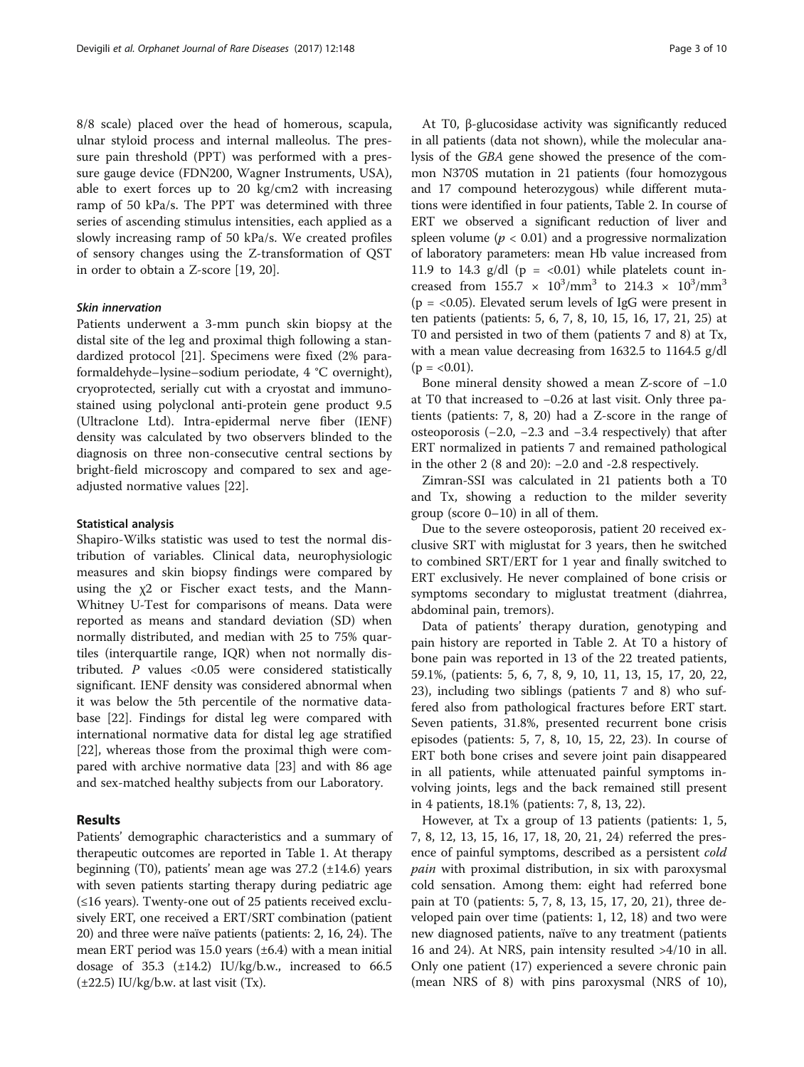8/8 scale) placed over the head of homerous, scapula, ulnar styloid process and internal malleolus. The pressure pain threshold (PPT) was performed with a pressure gauge device (FDN200, Wagner Instruments, USA), able to exert forces up to 20 kg/cm2 with increasing ramp of 50 kPa/s. The PPT was determined with three series of ascending stimulus intensities, each applied as a slowly increasing ramp of 50 kPa/s. We created profiles of sensory changes using the Z-transformation of QST in order to obtain a Z-score [19, 20].

#### Skin innervation

Patients underwent a 3-mm punch skin biopsy at the distal site of the leg and proximal thigh following a standardized protocol [21]. Specimens were fixed (2% paraformaldehyde–lysine–sodium periodate, 4 °C overnight), cryoprotected, serially cut with a cryostat and immunostained using polyclonal anti-protein gene product 9.5 (Ultraclone Ltd). Intra-epidermal nerve fiber (IENF) density was calculated by two observers blinded to the diagnosis on three non-consecutive central sections by bright-field microscopy and compared to sex and age-adjusted normative values [22].

#### Statistical analysis

Shapiro-Wilks statistic was used to test the normal distribution of variables. Clinical data, neurophysiologic measures and skin biopsy findings were compared by using the $\chi 2$ or Fischer exact tests, and the Mann-Whitney U-Test for comparisons of means. Data were reported as means and standard deviation (SD) when normally distributed, and median with 25 to 75% quartiles (interquartile range, IQR) when not normally distributed. $P$ values <0.05 were considered statistically significant. IENF density was considered abnormal when it was below the 5th percentile of the normative database [22]. Findings for distal leg were compared with international normative data for distal leg age stratified [22], whereas those from the proximal thigh were compared with archive normative data [23] and with 86 age and sex-matched healthy subjects from our Laboratory.

## Results

Patients' demographic characteristics and a summary of therapeutic outcomes are reported in Table 1. At therapy beginning (T0), patients' mean age was 27.2 (±14.6) years with seven patients starting therapy during pediatric age (≤16 years). Twenty-one out of 25 patients received exclusively ERT, one received a ERT/SRT combination (patient 20) and three were naïve patients (patients: 2, 16, 24). The mean ERT period was 15.0 years (±6.4) with a mean initial dosage of 35.3 (±14.2) IU/kg/b.w., increased to 66.5 (±22.5) IU/kg/b.w. at last visit (Tx).

At T0, β-glucosidase activity was significantly reduced in all patients (data not shown), while the molecular analysis of the *GBA* gene showed the presence of the common N370S mutation in 21 patients (four homozygous and 17 compound heterozygous) while different mutations were identified in four patients, Table 2. In course of ERT we observed a significant reduction of liver and spleen volume ($p < 0.01$) and a progressive normalization of laboratory parameters: mean Hb value increased from 11.9 to 14.3 g/dl (p = <0.01) while platelets count increased from $155.7 \times 10^3/\text{mm}^3$ to $214.3 \times 10^3/\text{mm}^3$ (p = <0.05). Elevated serum levels of IgG were present in ten patients (patients: 5, 6, 7, 8, 10, 15, 16, 17, 21, 25) at T0 and persisted in two of them (patients 7 and 8) at Tx, with a mean value decreasing from 1632.5 to 1164.5 g/dl (p = <0.01).

Bone mineral density showed a mean Z-score of −1.0 at T0 that increased to −0.26 at last visit. Only three patients (patients: 7, 8, 20) had a Z-score in the range of osteoporosis (−2.0, −2.3 and −3.4 respectively) that after ERT normalized in patients 7 and remained pathological in the other 2 (8 and 20): −2.0 and -2.8 respectively.

Zimran-SSI was calculated in 21 patients both a T0 and Tx, showing a reduction to the milder severity group (score 0–10) in all of them.

Due to the severe osteoporosis, patient 20 received exclusive SRT with miglustat for 3 years, then he switched to combined SRT/ERT for 1 year and finally switched to ERT exclusively. He never complained of bone crisis or symptoms secondary to miglustat treatment (diahrrea, abdominal pain, tremors).

Data of patients' therapy duration, genotyping and pain history are reported in Table 2. At T0 a history of bone pain was reported in 13 of the 22 treated patients, 59.1%, (patients: 5, 6, 7, 8, 9, 10, 11, 13, 15, 17, 20, 22, 23), including two siblings (patients 7 and 8) who suffered also from pathological fractures before ERT start. Seven patients, 31.8%, presented recurrent bone crisis episodes (patients: 5, 7, 8, 10, 15, 22, 23). In course of ERT both bone crises and severe joint pain disappeared in all patients, while attenuated painful symptoms involving joints, legs and the back remained still present in 4 patients, 18.1% (patients: 7, 8, 13, 22).

However, at Tx a group of 13 patients (patients: 1, 5, 7, 8, 12, 13, 15, 16, 17, 18, 20, 21, 24) referred the presence of painful symptoms, described as a persistent *cold pain* with proximal distribution, in six with paroxysmal cold sensation. Among them: eight had referred bone pain at T0 (patients: 5, 7, 8, 13, 15, 17, 20, 21), three developed pain over time (patients: 1, 12, 18) and two were new diagnosed patients, naïve to any treatment (patients 16 and 24). At NRS, pain intensity resulted >4/10 in all. Only one patient (17) experienced a severe chronic pain (mean NRS of 8) with pins paroxysmal (NRS of 10),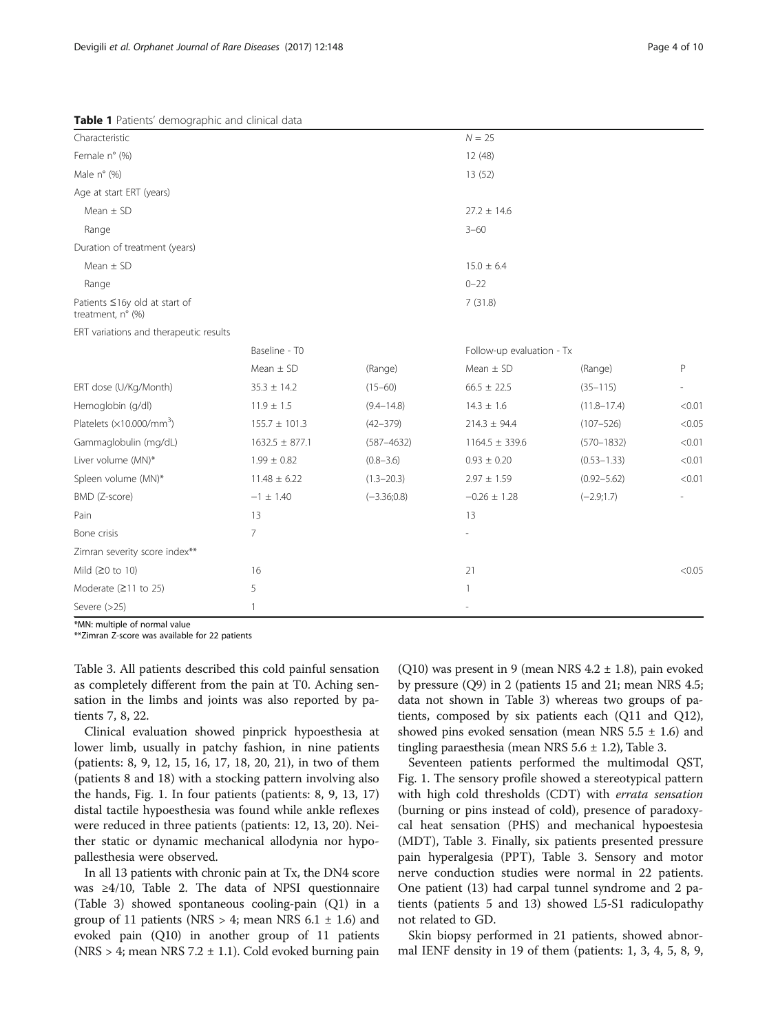**Table 1** Patients' demographic and clinical data

| Characteristic | | | N = 25 | | |
|---|---|---|---|---|---|
| Female n° (%) | | | 12 (48) | | |
| Male n° (%) | | | 13 (52) | | |
| Age at start ERT (years) | | | | | |
| Mean ± SD | | | 27.2 ± 14.6 | | |
| Range | | | 3–60 | | |
| Duration of treatment (years) | | | | | |
| Mean ± SD | | | 15.0 ± 6.4 | | |
| Range | | | 0–22 | | |
| Patients ≤16y old at start of treatment, n° (%) | | | 7 (31.8) | | |
| ERT variations and therapeutic results | | | | | |
| | Baseline - T0 | | Follow-up evaluation - Tx | | |
| | Mean ± SD | (Range) | Mean ± SD | (Range) | P |
| ERT dose (U/Kg/Month) | 35.3 ± 14.2 | (15–60) | 66.5 ± 22.5 | (35–115) | - |
| Hemoglobin (g/dl) | 11.9 ± 1.5 | (9.4–14.8) | 14.3 ± 1.6 | (11.8–17.4) | <0.01 |
| Platelets (×10.000/mm$^3$) | 155.7 ± 101.3 | (42–379) | 214.3 ± 94.4 | (107–526) | <0.05 |
| Gammaglobulin (mg/dL) | 1632.5 ± 877.1 | (587–4632) | 1164.5 ± 339.6 | (570–1832) | <0.01 |
| Liver volume (MN)* | 1.99 ± 0.82 | (0.8–3.6) | 0.93 ± 0.20 | (0.53–1.33) | <0.01 |
| Spleen volume (MN)* | 11.48 ± 6.22 | (1.3–20.3) | 2.97 ± 1.59 | (0.92–5.62) | <0.01 |
| BMD (Z-score) | −1 ± 1.40 | (−3.36;0.8) | −0.26 ± 1.28 | (−2.9;1.7) | - |
| Pain | 13 | | 13 | | |
| Bone crisis | 7 | | - | | |
| Zimran severity score index** | | | | | |
| Mild (≥0 to 10) | 16 | | 21 | | <0.05 |
| Moderate (≥11 to 25) | 5 | | 1 | | |
| Severe (>25) | 1 | | - | | |

*MN: multiple of normal value
**Zimran Z-score was available for 22 patients

Table 3. All patients described this cold painful sensation as completely different from the pain at T0. Aching sensation in the limbs and joints was also reported by patients 7, 8, 22.

Clinical evaluation showed pinprick hypoesthesia at lower limb, usually in patchy fashion, in nine patients (patients: 8, 9, 12, 15, 16, 17, 18, 20, 21), in two of them (patients 8 and 18) with a stocking pattern involving also the hands, Fig. 1. In four patients (patients: 8, 9, 13, 17) distal tactile hypoesthesia was found while ankle reflexes were reduced in three patients (patients: 12, 13, 20). Neither static or dynamic mechanical allodynia nor hypopallesthesia were observed.

In all 13 patients with chronic pain at Tx, the DN4 score was ≥4/10, Table 2. The data of NPSI questionnaire (Table 3) showed spontaneous cooling-pain (Q1) in a group of 11 patients (NRS > 4; mean NRS 6.1 ± 1.6) and evoked pain (Q10) in another group of 11 patients (NRS > 4; mean NRS 7.2 ± 1.1). Cold evoked burning pain (Q10) was present in 9 (mean NRS 4.2 ± 1.8), pain evoked by pressure (Q9) in 2 (patients 15 and 21; mean NRS 4.5; data not shown in Table 3) whereas two groups of patients, composed by six patients each (Q11 and Q12), showed pins evoked sensation (mean NRS 5.5 ± 1.6) and tingling paraesthesia (mean NRS 5.6 ± 1.2), Table 3.

Seventeen patients performed the multimodal QST, Fig. 1. The sensory profile showed a stereotypical pattern with high cold thresholds (CDT) with *errata sensation* (burning or pins instead of cold), presence of paradoxycal heat sensation (PHS) and mechanical hypoestesia (MDT), Table 3. Finally, six patients presented pressure pain hyperalgesia (PPT), Table 3. Sensory and motor nerve conduction studies were normal in 22 patients. One patient (13) had carpal tunnel syndrome and 2 patients (patients 5 and 13) showed L5-S1 radiculopathy not related to GD.

Skin biopsy performed in 21 patients, showed abnormal IENF density in 19 of them (patients: 1, 3, 4, 5, 8, 9,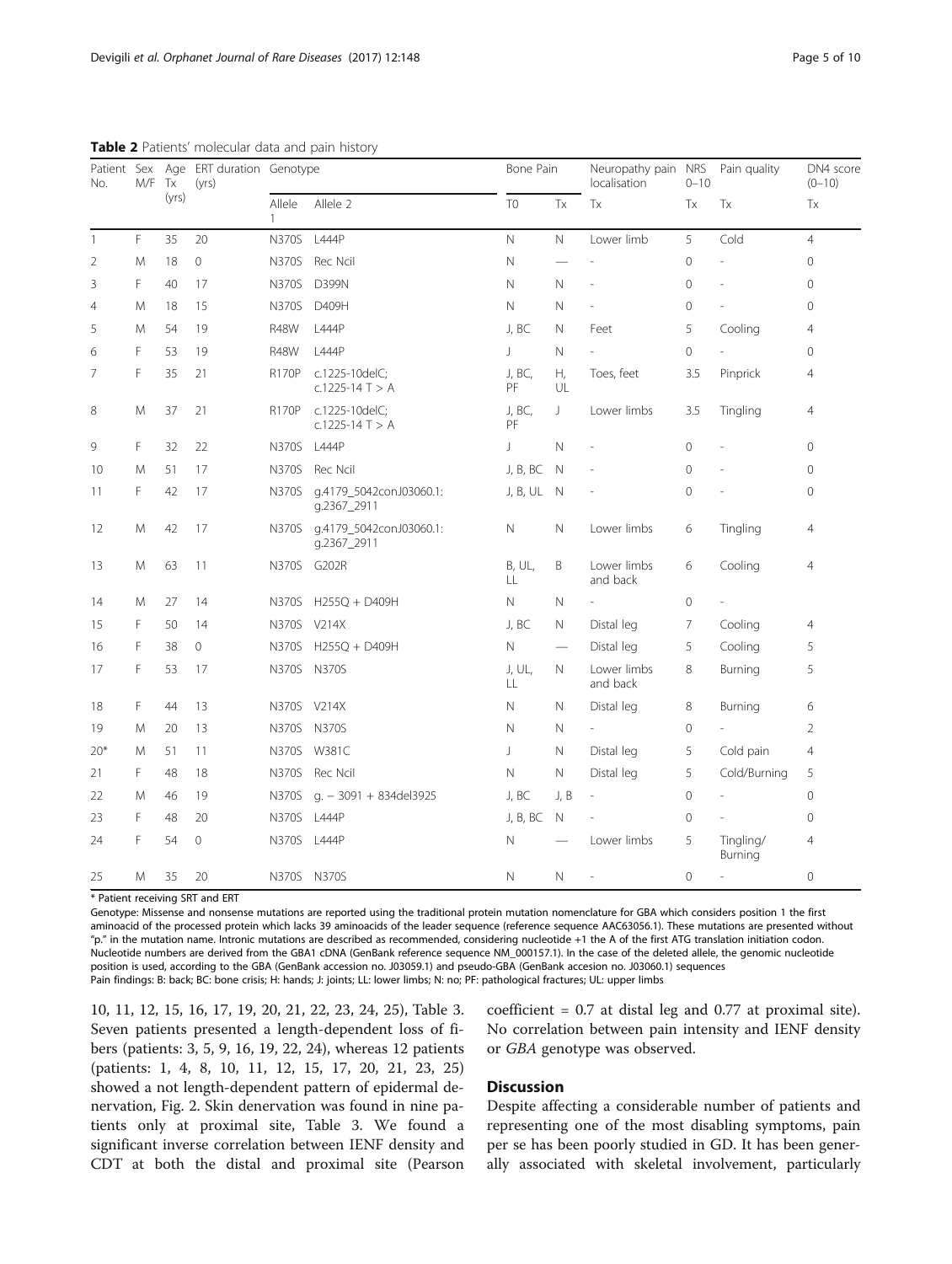**Table 2** Patients' molecular data and pain history

| Patient No. | Sex M/F | Age Tx (yrs) | ERT duration (yrs) | Genotype | | Bone Pain | | Neuropathy pain localisation | NRS 0–10 | Pain quality | DN4 score (0–10) |
|---|---|---|---|---|---|---|---|---|---|---|---|
| | | | | Allele 1 | Allele 2 | T0 | Tx | Tx | Tx | Tx | Tx |
| 1 | F | 35 | 20 | N370S | L444P | N | N | Lower limb | 5 | Cold | 4 |
| 2 | M | 18 | 0 | N370S | Rec NciI | N | — | - | 0 | - | 0 |
| 3 | F | 40 | 17 | N370S | D399N | N | N | - | 0 | - | 0 |
| 4 | M | 18 | 15 | N370S | D409H | N | N | - | 0 | - | 0 |
| 5 | M | 54 | 19 | R48W | L444P | J, BC | N | Feet | 5 | Cooling | 4 |
| 6 | F | 53 | 19 | R48W | L444P | J | N | - | 0 | - | 0 |
| 7 | F | 35 | 21 | R170P | c.1225-10delC; c.1225-14 T > A | J, BC, PF | H, UL | Toes, feet | 3.5 | Pinprick | 4 |
| 8 | M | 37 | 21 | R170P | c.1225-10delC; c.1225-14 T > A | J, BC, PF | J | Lower limbs | 3.5 | Tingling | 4 |
| 9 | F | 32 | 22 | N370S | L444P | J | N | - | 0 | - | 0 |
| 10 | M | 51 | 17 | N370S | Rec NciI | J, B, BC | N | - | 0 | - | 0 |
| 11 | F | 42 | 17 | N370S | g.4179_5042conJ03060.1: g.2367_2911 | J, B, UL | N | - | 0 | - | 0 |
| 12 | M | 42 | 17 | N370S | g.4179_5042conJ03060.1: g.2367_2911 | N | N | Lower limbs | 6 | Tingling | 4 |
| 13 | M | 63 | 11 | N370S | G202R | B, UL, LL | B | Lower limbs and back | 6 | Cooling | 4 |
| 14 | M | 27 | 14 | N370S | H255Q + D409H | N | N | - | 0 | - | |
| 15 | F | 50 | 14 | N370S | V214X | J, BC | N | Distal leg | 7 | Cooling | 4 |
| 16 | F | 38 | 0 | N370S | H255Q + D409H | N | — | Distal leg | 5 | Cooling | 5 |
| 17 | F | 53 | 17 | N370S | N370S | J, UL, LL | N | Lower limbs and back | 8 | Burning | 5 |
| 18 | F | 44 | 13 | N370S | V214X | N | N | Distal leg | 8 | Burning | 6 |
| 19 | M | 20 | 13 | N370S | N370S | N | N | - | 0 | - | 2 |
| 20* | M | 51 | 11 | N370S | W381C | J | N | Distal leg | 5 | Cold pain | 4 |
| 21 | F | 48 | 18 | N370S | Rec NciI | N | N | Distal leg | 5 | Cold/Burning | 5 |
| 22 | M | 46 | 19 | N370S | g. − 3091 + 834del3925 | J, BC | J, B | - | 0 | - | 0 |
| 23 | F | 48 | 20 | N370S | L444P | J, B, BC | N | - | 0 | - | 0 |
| 24 | F | 54 | 0 | N370S | L444P | N | — | Lower limbs | 5 | Tingling/ Burning | 4 |
| 25 | M | 35 | 20 | N370S | N370S | N | N | - | 0 | - | 0 |

\* Patient receiving SRT and ERT

Genotype: Missense and nonsense mutations are reported using the traditional protein mutation nomenclature for GBA which considers position 1 the first aminoacid of the processed protein which lacks 39 aminoacids of the leader sequence (reference sequence AAC63056.1). These mutations are presented without "p." in the mutation name. Intronic mutations are described as recommended, considering nucleotide +1 the A of the first ATG translation initiation codon. Nucleotide numbers are derived from the GBA1 cDNA (GenBank reference sequence NM_000157.1). In the case of the deleted allele, the genomic nucleotide position is used, according to the GBA (GenBank accession no. J03059.1) and pseudo-GBA (GenBank accesion no. J03060.1) sequences

Pain findings: B: back; BC: bone crisis; H: hands; J: joints; LL: lower limbs; N: no; PF: pathological fractures; UL: upper limbs

10, 11, 12, 15, 16, 17, 19, 20, 21, 22, 23, 24, 25), Table 3. Seven patients presented a length-dependent loss of fibers (patients: 3, 5, 9, 16, 19, 22, 24), whereas 12 patients (patients: 1, 4, 8, 10, 11, 12, 15, 17, 20, 21, 23, 25) showed a not length-dependent pattern of epidermal denervation, Fig. 2. Skin denervation was found in nine patients only at proximal site, Table 3. We found a significant inverse correlation between IENF density and CDT at both the distal and proximal site (Pearson coefficient = 0.7 at distal leg and 0.77 at proximal site). No correlation between pain intensity and IENF density or *GBA* genotype was observed.

## Discussion

Despite affecting a considerable number of patients and representing one of the most disabling symptoms, pain per se has been poorly studied in GD. It has been generally associated with skeletal involvement, particularly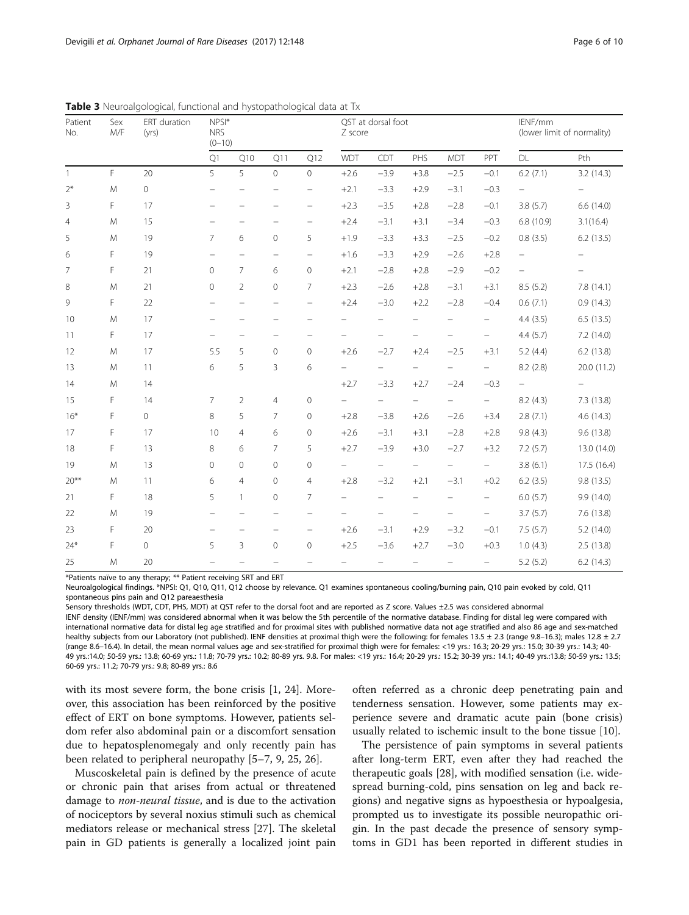**Table 3** Neuroalgological, functional and histopathological data at Tx

| Patient No. | Sex M/F | ERT duration (yrs) | NPSI* NRS (0–10) | | | | QST at dorsal foot Z score | | | | | IENF/mm (lower limit of normality) | |
|---|---|---|---|---|---|---|---|---|---|---|---|---|---|
| | | | Q1 | Q10 | Q11 | Q12 | WDT | CDT | PHS | MDT | PPT | DL | Pth |
| 1 | F | 20 | 5 | 5 | 0 | 0 | +2.6 | −3.9 | +3.8 | −2.5 | −0.1 | 6.2 (7.1) | 3.2 (14.3) |
| 2* | M | 0 | – | – | – | – | +2.1 | −3.3 | +2.9 | −3.1 | −0.3 | – | – |
| 3 | F | 17 | – | – | – | – | +2.3 | −3.5 | +2.8 | −2.8 | −0.1 | 3.8 (5.7) | 6.6 (14.0) |
| 4 | M | 15 | – | – | – | – | +2.4 | −3.1 | +3.1 | −3.4 | −0.3 | 6.8 (10.9) | 3.1(16.4) |
| 5 | M | 19 | 7 | 6 | 0 | 5 | +1.9 | −3.3 | +3.3 | −2.5 | −0.2 | 0.8 (3.5) | 6.2 (13.5) |
| 6 | F | 19 | – | – | – | – | +1.6 | −3.3 | +2.9 | −2.6 | +2.8 | – | – |
| 7 | F | 21 | 0 | 7 | 6 | 0 | +2.1 | −2.8 | +2.8 | −2.9 | −0.2 | – | – |
| 8 | M | 21 | 0 | 2 | 0 | 7 | +2.3 | −2.6 | +2.8 | −3.1 | +3.1 | 8.5 (5.2) | 7.8 (14.1) |
| 9 | F | 22 | – | – | – | – | +2.4 | −3.0 | +2.2 | −2.8 | −0.4 | 0.6 (7.1) | 0.9 (14.3) |
| 10 | M | 17 | – | – | – | – | – | – | – | – | – | 4.4 (3.5) | 6.5 (13.5) |
| 11 | F | 17 | – | – | – | – | – | – | – | – | – | 4.4 (5.7) | 7.2 (14.0) |
| 12 | M | 17 | 5.5 | 5 | 0 | 0 | +2.6 | −2.7 | +2.4 | −2.5 | +3.1 | 5.2 (4.4) | 6.2 (13.8) |
| 13 | M | 11 | 6 | 5 | 3 | 6 | – | – | – | – | – | 8.2 (2.8) | 20.0 (11.2) |
| 14 | M | 14 | | | | | +2.7 | −3.3 | +2.7 | −2.4 | −0.3 | – | – |
| 15 | F | 14 | 7 | 2 | 4 | 0 | – | – | – | – | – | 8.2 (4.3) | 7.3 (13.8) |
| 16* | F | 0 | 8 | 5 | 7 | 0 | +2.8 | −3.8 | +2.6 | −2.6 | +3.4 | 2.8 (7.1) | 4.6 (14.3) |
| 17 | F | 17 | 10 | 4 | 6 | 0 | +2.6 | −3.1 | +3.1 | −2.8 | +2.8 | 9.8 (4.3) | 9.6 (13.8) |
| 18 | F | 13 | 8 | 6 | 7 | 5 | +2.7 | −3.9 | +3.0 | −2.7 | +3.2 | 7.2 (5.7) | 13.0 (14.0) |
| 19 | M | 13 | 0 | 0 | 0 | 0 | – | – | – | – | – | 3.8 (6.1) | 17.5 (16.4) |
| 20** | M | 11 | 6 | 4 | 0 | 4 | +2.8 | −3.2 | +2.1 | −3.1 | +0.2 | 6.2 (3.5) | 9.8 (13.5) |
| 21 | F | 18 | 5 | 1 | 0 | 7 | – | – | – | – | – | 6.0 (5.7) | 9.9 (14.0) |
| 22 | M | 19 | – | – | – | – | – | – | – | – | – | 3.7 (5.7) | 7.6 (13.8) |
| 23 | F | 20 | – | – | – | – | +2.6 | −3.1 | +2.9 | −3.2 | −0.1 | 7.5 (5.7) | 5.2 (14.0) |
| 24* | F | 0 | 5 | 3 | 0 | 0 | +2.5 | −3.6 | +2.7 | −3.0 | +0.3 | 1.0 (4.3) | 2.5 (13.8) |
| 25 | M | 20 | – | – | – | – | – | – | – | – | – | 5.2 (5.2) | 6.2 (14.3) |

*Patients naïve to any therapy; ** Patient receiving SRT and ERT

Neuroalgological findings. *NPSI: Q1, Q10, Q11, Q12 choose by relevance. Q1 examines spontaneous cooling/burning pain, Q10 pain evoked by cold, Q11 spontaneous pins pain and Q12 pareaesthesia

Sensory thresholds (WDT, CDT, PHS, MDT) at QST refer to the dorsal foot and are reported as Z score. Values ±2.5 was considered abnormal

IENF density (IENF/mm) was considered abnormal when it was below the 5th percentile of the normative database. Finding for distal leg were compared with international normative data for distal leg age stratified and for proximal sites with published normative data not age stratified and also 86 age and sex-matched healthy subjects from our Laboratory (not published). IENF densities at proximal thigh were the following: for females 13.5 ± 2.3 (range 9.8–16.3); males 12.8 ± 2.7 (range 8.6–16.4). In detail, the mean normal values age and sex-stratified for proximal thigh were for females: <19 yrs.: 16.3; 20-29 yrs.: 15.0; 30-39 yrs.: 14.3; 40-49 yrs.:14.0; 50-59 yrs.: 13.8; 60-69 yrs.: 11.8; 70-79 yrs.: 10.2; 80-89 yrs. 9.8. For males: <19 yrs.: 16.4; 20-29 yrs.: 15.2; 30-39 yrs.: 14.1; 40-49 yrs.:13.8; 50-59 yrs.: 13.5; 60-69 yrs.: 11.2; 70-79 yrs.: 9.8; 80-89 yrs.: 8.6

with its most severe form, the bone crisis [1, 24]. Moreover, this association has been reinforced by the positive effect of ERT on bone symptoms. However, patients seldom refer also abdominal pain or a discomfort sensation due to hepatosplenomegaly and only recently pain has been related to peripheral neuropathy [5–7, 9, 25, 26].

Muscoskeletal pain is defined by the presence of acute or chronic pain that arises from actual or threatened damage to *non-neural tissue*, and is due to the activation of nociceptors by several noxius stimuli such as chemical mediators release or mechanical stress [27]. The skeletal pain in GD patients is generally a localized joint pain often referred as a chronic deep penetrating pain and tenderness sensation. However, some patients may experience severe and dramatic acute pain (bone crisis) usually related to ischemic insult to the bone tissue [10].

The persistence of pain symptoms in several patients after long-term ERT, even after they had reached the therapeutic goals [28], with modified sensation (i.e. widespread burning-cold, pins sensation on leg and back regions) and negative signs as hypoesthesia or hypoalgesia, prompted us to investigate its possible neuropathic origin. In the past decade the presence of sensory symptoms in GD1 has been reported in different studies in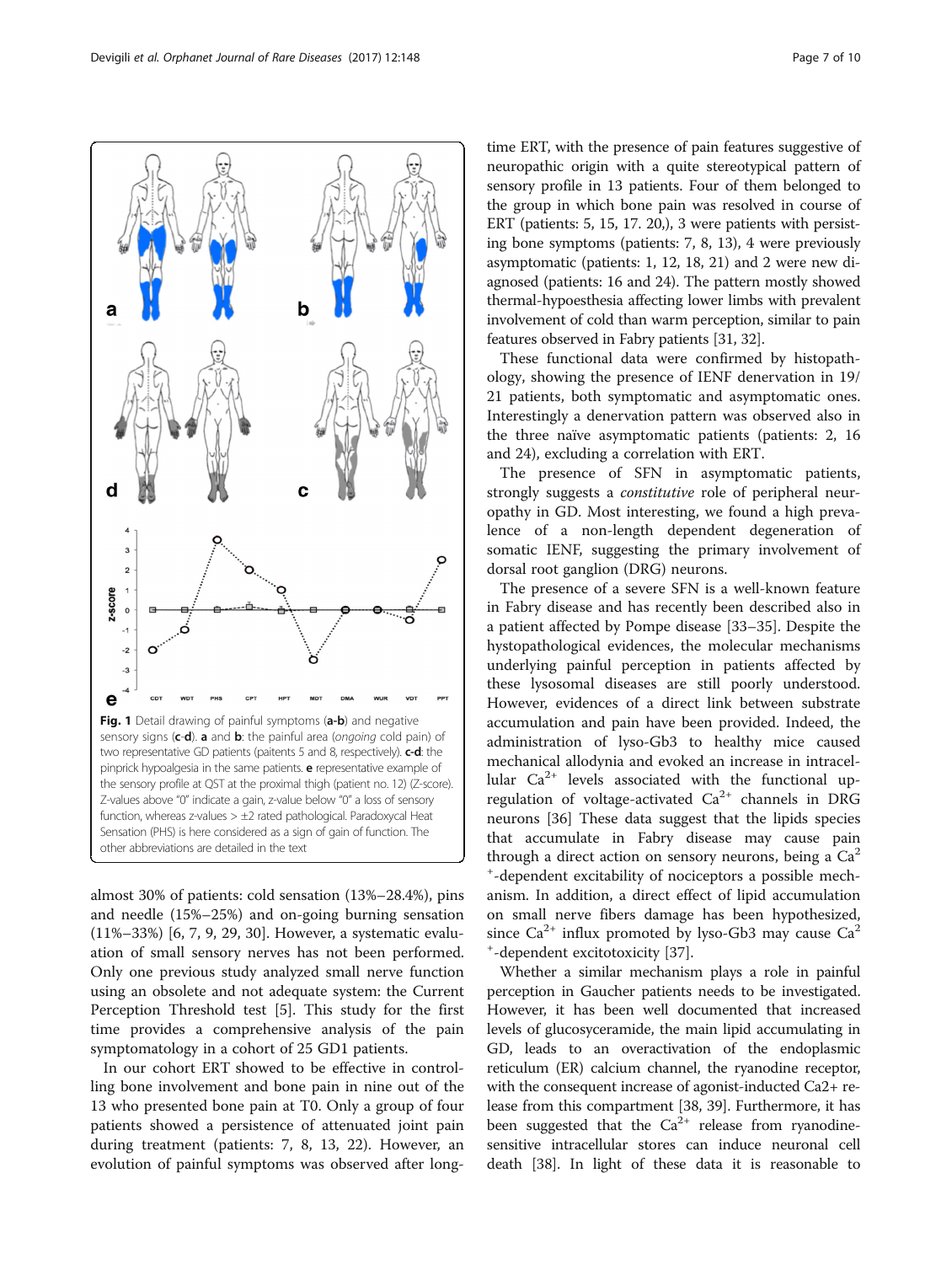Fig. 1 Detail drawing of painful symptoms (**a**-**b**) and negative sensory signs (**c**-**d**). **a** and **b**: the painful area (*ongoing* cold pain) of two representative GD patients (paitents 5 and 8, respectively). **c**-**d**: the pinprick hypoalgesia in the same patients. **e** representative example of the sensory profile at QST at the proximal thigh (patient no. 12) (Z-score). Z-values above "0" indicate a gain, z-value below "0" a loss of sensory function, whereas z-values > ±2 rated pathological. Paradoxycal Heat Sensation (PHS) is here considered as a sign of gain of function. The other abbreviations are detailed in the text

almost 30% of patients: cold sensation (13%–28.4%), pins and needle (15%–25%) and on-going burning sensation (11%–33%) [6, 7, 9, 29, 30]. However, a systematic evaluation of small sensory nerves has not been performed. Only one previous study analyzed small nerve function using an obsolete and not adequate system: the Current Perception Threshold test [5]. This study for the first time provides a comprehensive analysis of the pain symptomatology in a cohort of 25 GD1 patients.

In our cohort ERT showed to be effective in controlling bone involvement and bone pain in nine out of the 13 who presented bone pain at T0. Only a group of four patients showed a persistence of attenuated joint pain during treatment (patients: 7, 8, 13, 22). However, an evolution of painful symptoms was observed after long-time ERT, with the presence of pain features suggestive of neuropathic origin with a quite stereotypical pattern of sensory profile in 13 patients. Four of them belonged to the group in which bone pain was resolved in course of ERT (patients: 5, 15, 17. 20,), 3 were patients with persisting bone symptoms (patients: 7, 8, 13), 4 were previously asymptomatic (patients: 1, 12, 18, 21) and 2 were new diagnosed (patients: 16 and 24). The pattern mostly showed thermal-hypoesthesia affecting lower limbs with prevalent involvement of cold than warm perception, similar to pain features observed in Fabry patients [31, 32].

These functional data were confirmed by histopathology, showing the presence of IENF denervation in 19/21 patients, both symptomatic and asymptomatic ones. Interestingly a denervation pattern was observed also in the three naïve asymptomatic patients (patients: 2, 16 and 24), excluding a correlation with ERT.

The presence of SFN in asymptomatic patients, strongly suggests a *constitutive* role of peripheral neuropathy in GD. Most interesting, we found a high prevalence of a non-length dependent degeneration of somatic IENF, suggesting the primary involvement of dorsal root ganglion (DRG) neurons.

The presence of a severe SFN is a well-known feature in Fabry disease and has recently been described also in a patient affected by Pompe disease [33–35]. Despite the hystopathological evidences, the molecular mechanisms underlying painful perception in patients affected by these lysosomal diseases are still poorly understood. However, evidences of a direct link between substrate accumulation and pain have been provided. Indeed, the administration of lyso-Gb3 to healthy mice caused mechanical allodynia and evoked an increase in intracellular $Ca^{2+}$ levels associated with the functional upregulation of voltage-activated $Ca^{2+}$ channels in DRG neurons [36] These data suggest that the lipids species that accumulate in Fabry disease may cause pain through a direct action on sensory neurons, being a $Ca^{2+}$-dependent excitability of nociceptors a possible mechanism. In addition, a direct effect of lipid accumulation on small nerve fibers damage has been hypothesized, since $Ca^{2+}$ influx promoted by lyso-Gb3 may cause $Ca^{2+}$-dependent excitotoxicity [37].

Whether a similar mechanism plays a role in painful perception in Gaucher patients needs to be investigated. However, it has been well documented that increased levels of glucosyceramide, the main lipid accumulating in GD, leads to an overactivation of the endoplasmic reticulum (ER) calcium channel, the ryanodine receptor, with the consequent increase of agonist-inducted Ca2+ release from this compartment [38, 39]. Furthermore, it has been suggested that the $Ca^{2+}$ release from ryanodine-sensitive intracellular stores can induce neuronal cell death [38]. In light of these data it is reasonable to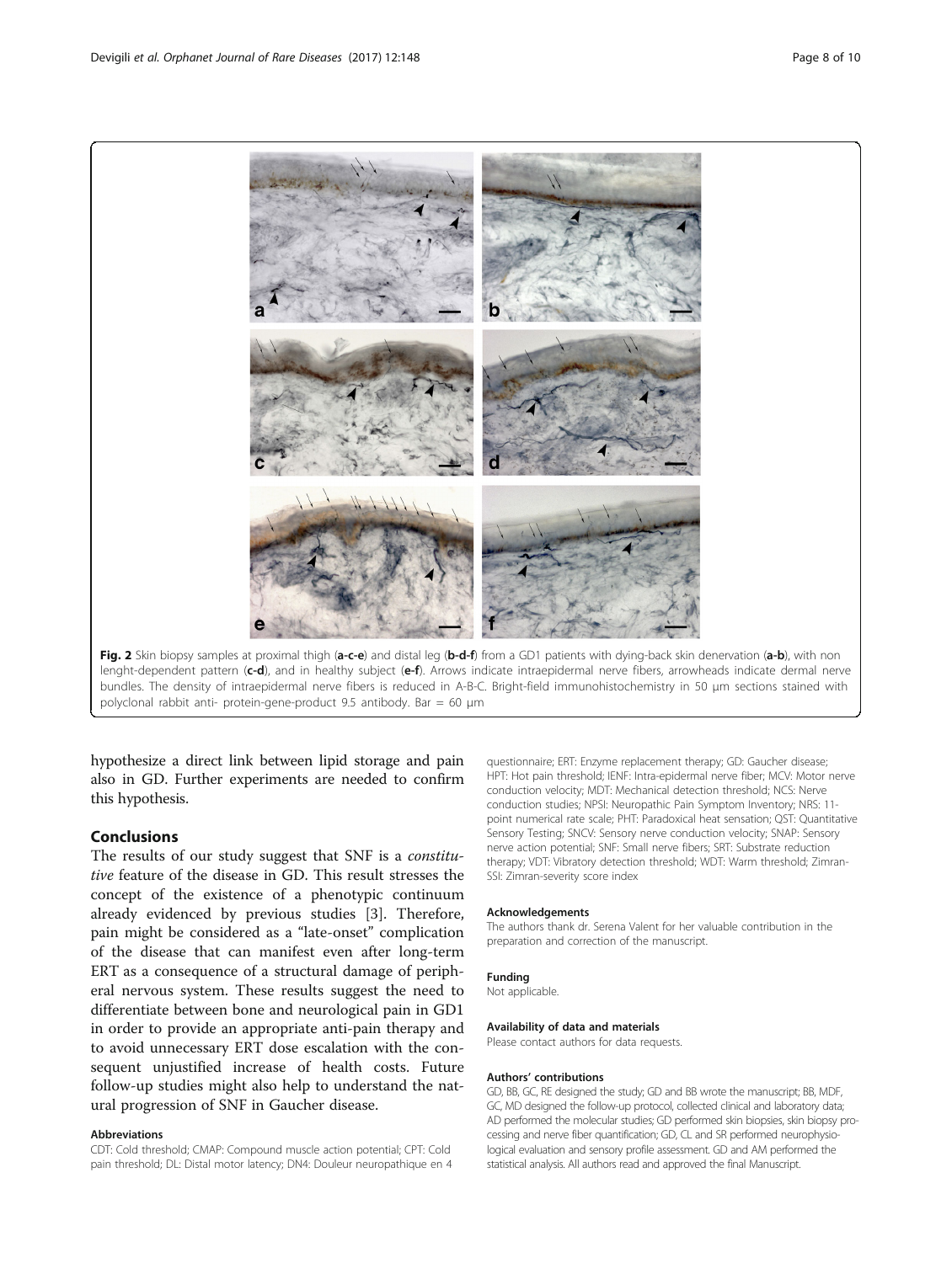Fig. 2 Skin biopsy samples at proximal thigh (**a-c-e**) and distal leg (**b-d-f**) from a GD1 patients with dying-back skin denervation (**a-b**), with non lenght-dependent pattern (**c-d**), and in healthy subject (**e-f**). Arrows indicate intraepidermal nerve fibers, arrowheads indicate dermal nerve bundles. The density of intraepidermal nerve fibers is reduced in A-B-C. Bright-field immunohistochemistry in 50 μm sections stained with polyclonal rabbit anti- protein-gene-product 9.5 antibody. Bar = 60 μm

hypothesize a direct link between lipid storage and pain also in GD. Further experiments are needed to confirm this hypothesis.

## Conclusions

The results of our study suggest that SNF is a *constitutive* feature of the disease in GD. This result stresses the concept of the existence of a phenotypic continuum already evidenced by previous studies [3]. Therefore, pain might be considered as a "late-onset" complication of the disease that can manifest even after long-term ERT as a consequence of a structural damage of peripheral nervous system. These results suggest the need to differentiate between bone and neurological pain in GD1 in order to provide an appropriate anti-pain therapy and to avoid unnecessary ERT dose escalation with the consequent unjustified increase of health costs. Future follow-up studies might also help to understand the natural progression of SNF in Gaucher disease.

#### Abbreviations

CDT: Cold threshold; CMAP: Compound muscle action potential; CPT: Cold pain threshold; DL: Distal motor latency; DN4: Douleur neuropathique en 4 questionnaire; ERT: Enzyme replacement therapy; GD: Gaucher disease; HPT: Hot pain threshold; IENF: Intra-epidermal nerve fiber; MCV: Motor nerve conduction velocity; MDT: Mechanical detection threshold; NCS: Nerve conduction studies; NPSI: Neuropathic Pain Symptom Inventory; NRS: 11-point numerical rate scale; PHT: Paradoxical heat sensation; QST: Quantitative Sensory Testing; SNCV: Sensory nerve conduction velocity; SNAP: Sensory nerve action potential; SNF: Small nerve fibers; SRT: Substrate reduction therapy; VDT: Vibratory detection threshold; WDT: Warm threshold; Zimran-SSI: Zimran-severity score index

#### Acknowledgements

The authors thank dr. Serena Valent for her valuable contribution in the preparation and correction of the manuscript.

#### Funding

Not applicable.

#### Availability of data and materials

Please contact authors for data requests.

#### Authors' contributions

GD, BB, GC, RE designed the study; GD and BB wrote the manuscript; BB, MDF, GC, MD designed the follow-up protocol, collected clinical and laboratory data; AD performed the molecular studies; GD performed skin biopsies, skin biopsy processing and nerve fiber quantification; GD, CL and SR performed neurophysiological evaluation and sensory profile assessment. GD and AM performed the statistical analysis. All authors read and approved the final Manuscript.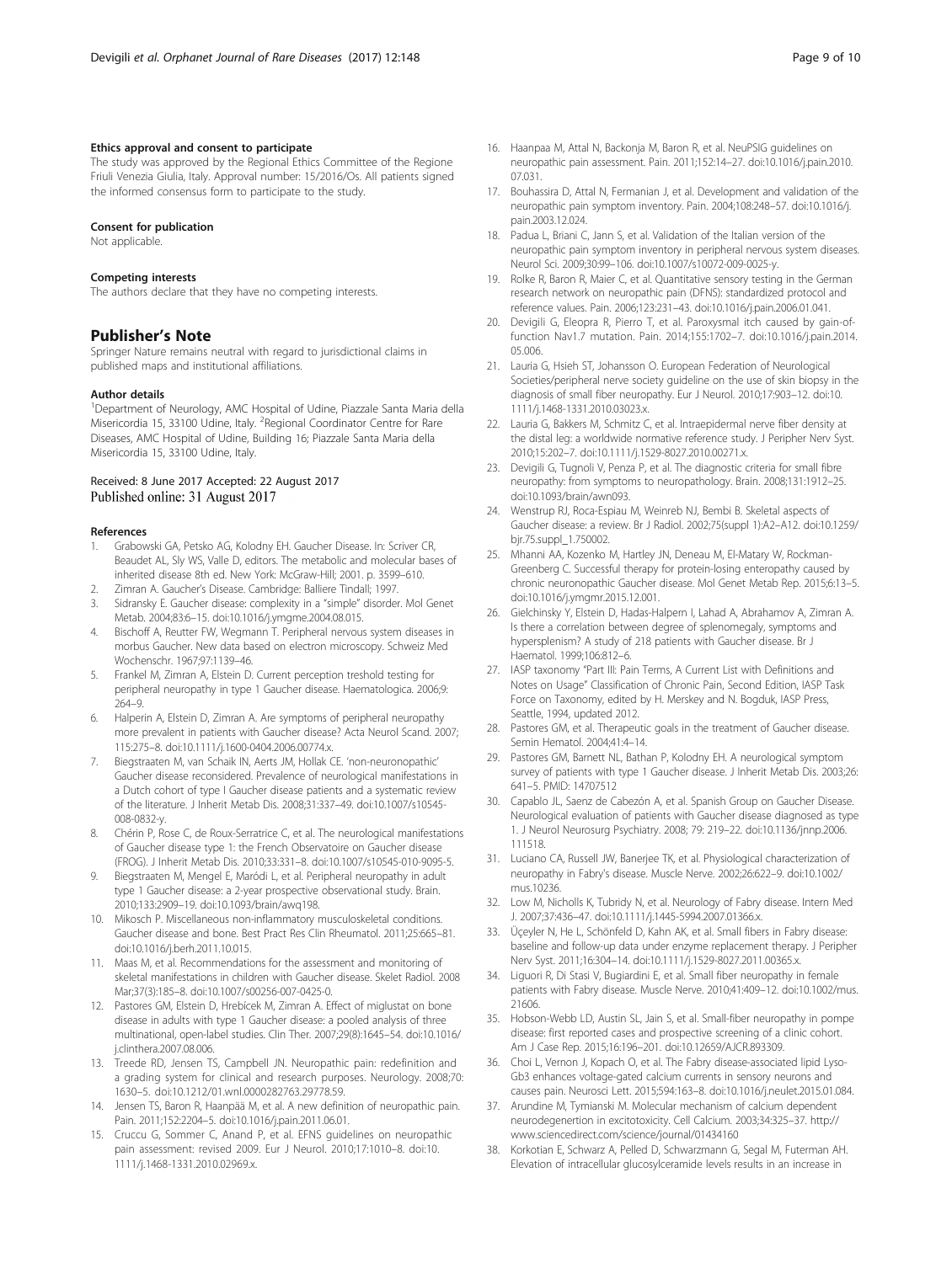#### Ethics approval and consent to participate

The study was approved by the Regional Ethics Committee of the Regione Friuli Venezia Giulia, Italy. Approval number: 15/2016/Os. All patients signed the informed consensus form to participate to the study.

#### Consent for publication

Not applicable.

#### Competing interests

The authors declare that they have no competing interests.

### Publisher's Note

Springer Nature remains neutral with regard to jurisdictional claims in published maps and institutional affiliations.

#### Author details

[1]Department of Neurology, AMC Hospital of Udine, Piazzale Santa Maria della Misericordia 15, 33100 Udine, Italy. [2]Regional Coordinator Centre for Rare Diseases, AMC Hospital of Udine, Building 16; Piazzale Santa Maria della Misericordia 15, 33100 Udine, Italy.

Received: 8 June 2017 Accepted: 22 August 2017
Published online: 31 August 2017

#### References

1. Grabowski GA, Petsko AG, Kolodny EH. Gaucher Disease. In: Scriver CR, Beaudet AL, Sly WS, Valle D, editors. The metabolic and molecular bases of inherited disease 8th ed. New York: McGraw-Hill; 2001. p. 3599–610.
2. Zimran A. Gaucher's Disease. Cambridge: Balliere Tindall; 1997.
3. Sidransky E. Gaucher disease: complexity in a "simple" disorder. Mol Genet Metab. 2004;83:6–15. doi:10.1016/j.ymgme.2004.08.015.
4. Bischoff A, Reutter FW, Wegmann T. Peripheral nervous system diseases in morbus Gaucher. New data based on electron microscopy. Schweiz Med Wochenschr. 1967;97:1139–46.
5. Frankel M, Zimran A, Elstein D. Current perception treshold testing for peripheral neuropathy in type 1 Gaucher disease. Haematologica. 2006;9:264–9.
6. Halperin A, Elstein D, Zimran A. Are symptoms of peripheral neuropathy more prevalent in patients with Gaucher disease? Acta Neurol Scand. 2007;115:275–8. doi:10.1111/j.1600-0404.2006.00774.x.
7. Biegstraaten M, van Schaik IN, Aerts JM, Hollak CE. 'non-neuronopathic' Gaucher disease reconsidered. Prevalence of neurological manifestations in a Dutch cohort of type I Gaucher disease patients and a systematic review of the literature. J Inherit Metab Dis. 2008;31:337–49. doi:10.1007/s10545-008-0832-y.
8. Chérin P, Rose C, de Roux-Serratrice C, et al. The neurological manifestations of Gaucher disease type 1: the French Observatoire on Gaucher disease (FROG). J Inherit Metab Dis. 2010;33:331–8. doi:10.1007/s10545-010-9095-5.
9. Biegstraaten M, Mengel E, Maródi L, et al. Peripheral neuropathy in adult type 1 Gaucher disease: a 2-year prospective observational study. Brain. 2010;133:2909–19. doi:10.1093/brain/awq198.
10. Mikosch P. Miscellaneous non-inflammatory musculoskeletal conditions. Gaucher disease and bone. Best Pract Res Clin Rheumatol. 2011;25:665–81. doi:10.1016/j.berh.2011.10.015.
11. Maas M, et al. Recommendations for the assessment and monitoring of skeletal manifestations in children with Gaucher disease. Skelet Radiol. 2008 Mar;37(3):185–8. doi:10.1007/s00256-007-0425-0.
12. Pastores GM, Elstein D, Hrebícek M, Zimran A. Effect of miglustat on bone disease in adults with type 1 Gaucher disease: a pooled analysis of three multinational, open-label studies. Clin Ther. 2007;29(8):1645–54. doi:10.1016/j.clinthera.2007.08.006.
13. Treede RD, Jensen TS, Campbell JN. Neuropathic pain: redefinition and a grading system for clinical and research purposes. Neurology. 2008;70:1630–5. doi:10.1212/01.wnl.0000282763.29778.59.
14. Jensen TS, Baron R, Haanpää M, et al. A new definition of neuropathic pain. Pain. 2011;152:2204–5. doi:10.1016/j.pain.2011.06.01.
15. Cruccu G, Sommer C, Anand P, et al. EFNS guidelines on neuropathic pain assessment: revised 2009. Eur J Neurol. 2010;17:1010–8. doi:10.1111/j.1468-1331.2010.02969.x.
16. Haanpaa M, Attal N, Backonja M, Baron R, et al. NeuPSIG guidelines on neuropathic pain assessment. Pain. 2011;152:14–27. doi:10.1016/j.pain.2010.07.031.
17. Bouhassira D, Attal N, Fermanian J, et al. Development and validation of the neuropathic pain symptom inventory. Pain. 2004;108:248–57. doi:10.1016/j.pain.2003.12.024.
18. Padua L, Briani C, Jann S, et al. Validation of the Italian version of the neuropathic pain symptom inventory in peripheral nervous system diseases. Neurol Sci. 2009;30:99–106. doi:10.1007/s10072-009-0025-y.
19. Rolke R, Baron R, Maier C, et al. Quantitative sensory testing in the German research network on neuropathic pain (DFNS): standardized protocol and reference values. Pain. 2006;123:231–43. doi:10.1016/j.pain.2006.01.041.
20. Devigili G, Eleopra R, Pierro T, et al. Paroxysmal itch caused by gain-of-function Nav1.7 mutation. Pain. 2014;155:1702–7. doi:10.1016/j.pain.2014.05.006.
21. Lauria G, Hsieh ST, Johansson O. European Federation of Neurological Societies/peripheral nerve society guideline on the use of skin biopsy in the diagnosis of small fiber neuropathy. Eur J Neurol. 2010;17:903–12. doi:10.1111/j.1468-1331.2010.03023.x.
22. Lauria G, Bakkers M, Schmitz C, et al. Intraepidermal nerve fiber density at the distal leg: a worldwide normative reference study. J Peripher Nerv Syst. 2010;15:202–7. doi:10.1111/j.1529-8027.2010.00271.x.
23. Devigili G, Tugnoli V, Penza P, et al. The diagnostic criteria for small fibre neuropathy: from symptoms to neuropathology. Brain. 2008;131:1912–25. doi:10.1093/brain/awn093.
24. Wenstrup RJ, Roca-Espiau M, Weinreb NJ, Bembi B. Skeletal aspects of Gaucher disease: a review. Br J Radiol. 2002;75(suppl 1):A2–A12. doi:10.1259/bjr.75.suppl_1.750002.
25. Mhanni AA, Kozenko M, Hartley JN, Deneau M, El-Matary W, Rockman-Greenberg C. Successful therapy for protein-losing enteropathy caused by chronic neuronopathic Gaucher disease. Mol Genet Metab Rep. 2015;6:13–5. doi:10.1016/j.ymgmr.2015.12.001.
26. Gielchinsky Y, Elstein D, Hadas-Halpern I, Lahad A, Abrahamov A, Zimran A. Is there a correlation between degree of splenomegaly, symptoms and hypersplenism? A study of 218 patients with Gaucher disease. Br J Haematol. 1999;106:812–6.
27. IASP taxonomy "Part III: Pain Terms, A Current List with Definitions and Notes on Usage" Classification of Chronic Pain, Second Edition, IASP Task Force on Taxonomy, edited by H. Merskey and N. Bogduk, IASP Press, Seattle, 1994, updated 2012.
28. Pastores GM, et al. Therapeutic goals in the treatment of Gaucher disease. Semin Hematol. 2004;41:4–14.
29. Pastores GM, Barnett NL, Bathan P, Kolodny EH. A neurological symptom survey of patients with type 1 Gaucher disease. J Inherit Metab Dis. 2003;26:641–5. PMID: 14707512
30. Capablo JL, Saenz de Cabezón A, et al. Spanish Group on Gaucher Disease. Neurological evaluation of patients with Gaucher disease diagnosed as type 1. J Neurol Neurosurg Psychiatry. 2008; 79: 219–22. doi:10.1136/jnnp.2006.111518.
31. Luciano CA, Russell JW, Banerjee TK, et al. Physiological characterization of neuropathy in Fabry's disease. Muscle Nerve. 2002;26:622–9. doi:10.1002/mus.10236.
32. Low M, Nicholls K, Tubridy N, et al. Neurology of Fabry disease. Intern Med J. 2007;37:436–47. doi:10.1111/j.1445-5994.2007.01366.x.
33. Üçeyler N, He L, Schönfeld D, Kahn AK, et al. Small fibers in Fabry disease: baseline and follow-up data under enzyme replacement therapy. J Peripher Nerv Syst. 2011;16:304–14. doi:10.1111/j.1529-8027.2011.00365.x.
34. Liguori R, Di Stasi V, Bugiardini E, et al. Small fiber neuropathy in female patients with Fabry disease. Muscle Nerve. 2010;41:409–12. doi:10.1002/mus.21606.
35. Hobson-Webb LD, Austin SL, Jain S, et al. Small-fiber neuropathy in pompe disease: first reported cases and prospective screening of a clinic cohort. Am J Case Rep. 2015;16:196–201. doi:10.12659/AJCR.893309.
36. Choi L, Vernon J, Kopach O, et al. The Fabry disease-associated lipid Lyso-Gb3 enhances voltage-gated calcium currents in sensory neurons and causes pain. Neurosci Lett. 2015;594:163–8. doi:10.1016/j.neulet.2015.01.084.
37. Arundine M, Tymianski M. Molecular mechanism of calcium dependent neurodegenertion in excitotoxicity. Cell Calcium. 2003;34:325–37. http://www.sciencedirect.com/science/journal/01434160
38. Korkotian E, Schwarz A, Pelled D, Schwarzmann G, Segal M, Futerman AH. Elevation of intracellular glucosylceramide levels results in an increase in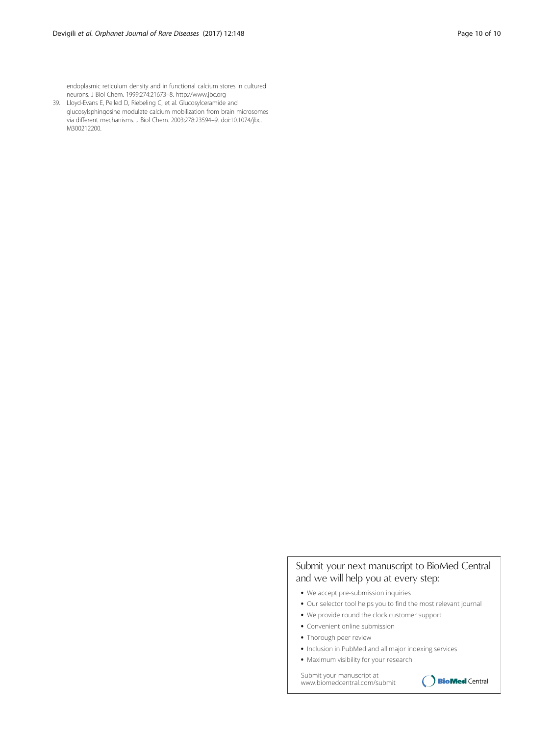endoplasmic reticulum density and in functional calcium stores in cultured neurons. J Biol Chem. 1999;274:21673–8. http://www.jbc.org

39. Lloyd-Evans E, Pelled D, Riebeling C, et al. Glucosylceramide and glucosylsphingosine modulate calcium mobilization from brain microsomes via different mechanisms. J Biol Chem. 2003;278:23594–9. doi:10.1074/jbc.M300212200.

Submit your next manuscript to BioMed Central and we will help you at every step:

- We accept pre-submission inquiries
- Our selector tool helps you to find the most relevant journal
- We provide round the clock customer support
- Convenient online submission
- Thorough peer review
- Inclusion in PubMed and all major indexing services
- Maximum visibility for your research

Submit your manuscript at www.biomedcentral.com/submit

BioMed Central